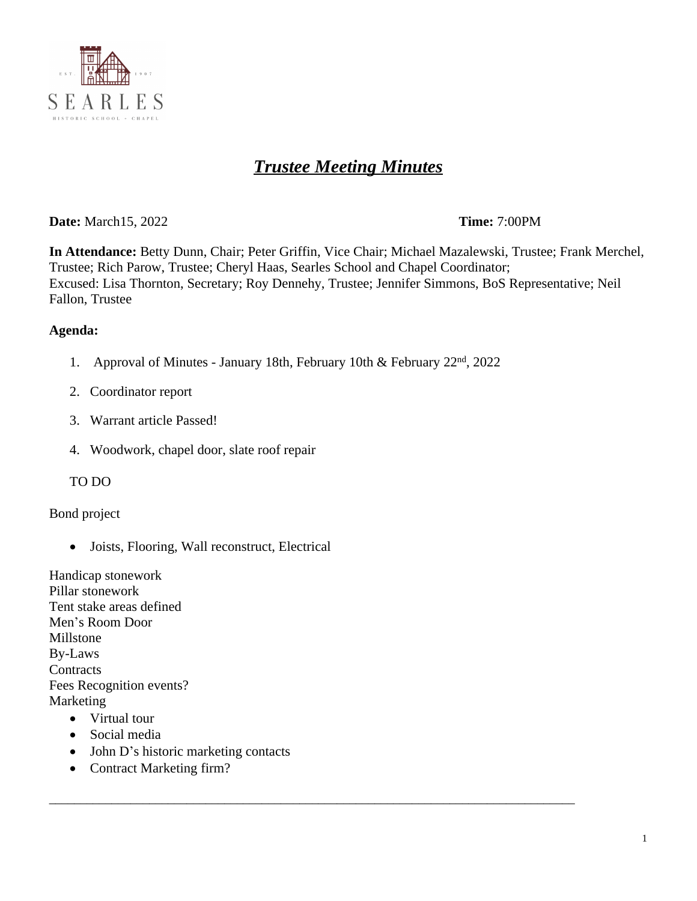SEARLES

HISTORIC SCHOOL · CHAPEL

EST. 1907

# ***Trustee Meeting Minutes***

**Date:** March15, 2022 **Time:** 7:00PM

**In Attendance:** Betty Dunn, Chair; Peter Griffin, Vice Chair; Michael Mazalewski, Trustee; Frank Merchel, Trustee; Rich Parow, Trustee; Cheryl Haas, Searles School and Chapel Coordinator;
Excused: Lisa Thornton, Secretary; Roy Dennehy, Trustee; Jennifer Simmons, BoS Representative; Neil Fallon, Trustee

**Agenda:**

1. Approval of Minutes - January 18th, February 10th & February 22nd, 2022
2. Coordinator report
3. Warrant article Passed!
4. Woodwork, chapel door, slate roof repair

TO DO

Bond project

- Joists, Flooring, Wall reconstruct, Electrical

Handicap stonework
Pillar stonework
Tent stake areas defined
Men's Room Door
Millstone
By-Laws
Contracts
Fees Recognition events?
Marketing

- Virtual tour
- Social media
- John D's historic marketing contacts
- Contract Marketing firm?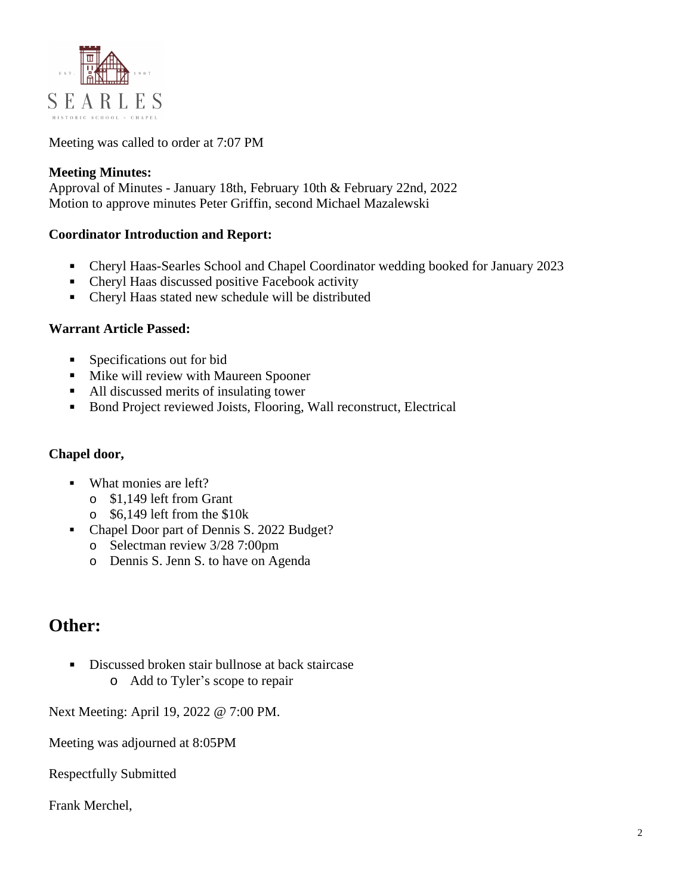Meeting was called to order at 7:07 PM

**Meeting Minutes:**
Approval of Minutes - January 18th, February 10th & February 22nd, 2022
Motion to approve minutes Peter Griffin, second Michael Mazalewski

**Coordinator Introduction and Report:**

- Cheryl Haas-Searles School and Chapel Coordinator wedding booked for January 2023
- Cheryl Haas discussed positive Facebook activity
- Cheryl Haas stated new schedule will be distributed

**Warrant Article Passed:**

- Specifications out for bid
- Mike will review with Maureen Spooner
- All discussed merits of insulating tower
- Bond Project reviewed Joists, Flooring, Wall reconstruct, Electrical

**Chapel door,**

- What monies are left?
  - $1,149 left from Grant
  - $6,149 left from the $10k
- Chapel Door part of Dennis S. 2022 Budget?
  - Selectman review 3/28 7:00pm
  - Dennis S. Jenn S. to have on Agenda

## Other:

- Discussed broken stair bullnose at back staircase
  - Add to Tyler's scope to repair

Next Meeting: April 19, 2022 @ 7:00 PM.

Meeting was adjourned at 8:05PM

Respectfully Submitted

Frank Merchel,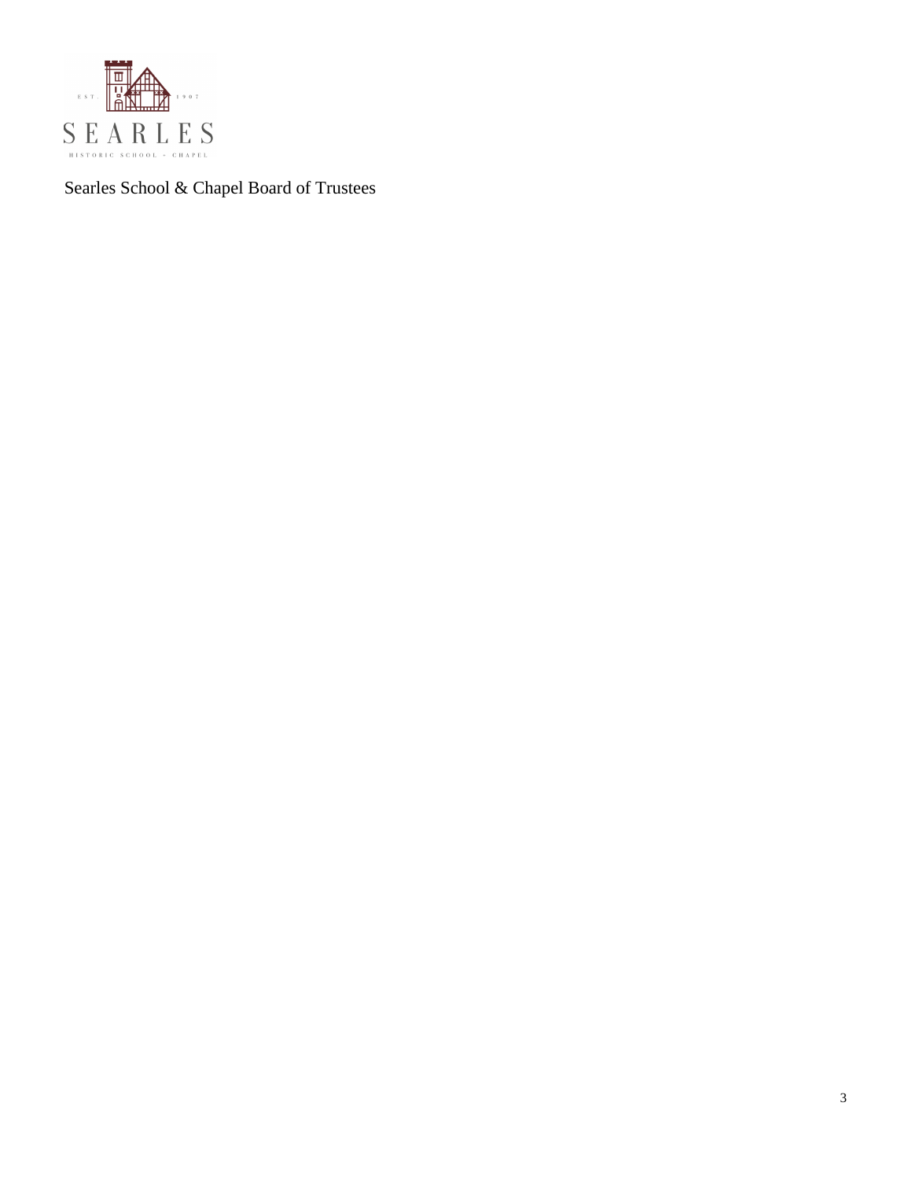EST. 1907

SEARLES

HISTORIC SCHOOL - CHAPEL

Searles School & Chapel Board of Trustees